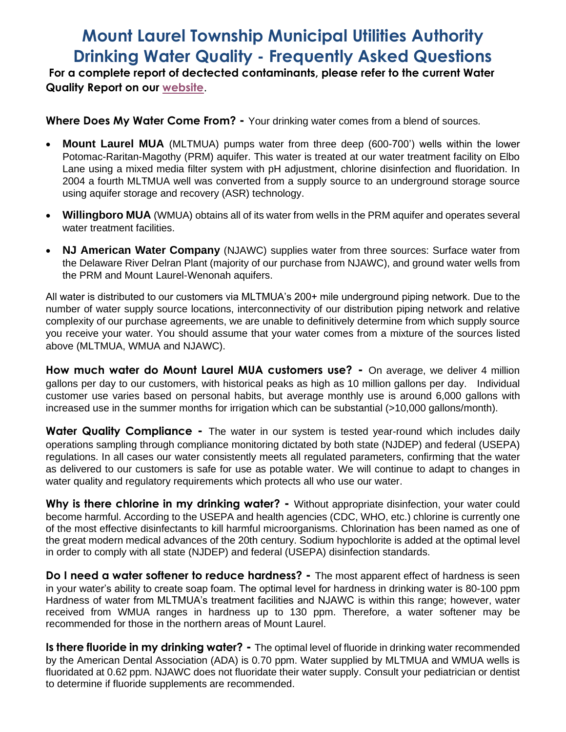# Mount Laurel Township Municipal Utilities Authority
# Drinking Water Quality - Frequently Asked Questions

**For a complete report of dectected contaminants, please refer to the current Water Quality Report on our [website](website).**

**Where Does My Water Come From? -** Your drinking water comes from a blend of sources.

- **Mount Laurel MUA** (MLTMUA) pumps water from three deep (600-700') wells within the lower Potomac-Raritan-Magothy (PRM) aquifer. This water is treated at our water treatment facility on Elbo Lane using a mixed media filter system with pH adjustment, chlorine disinfection and fluoridation. In 2004 a fourth MLTMUA well was converted from a supply source to an underground storage source using aquifer storage and recovery (ASR) technology.
- **Willingboro MUA** (WMUA) obtains all of its water from wells in the PRM aquifer and operates several water treatment facilities.
- **NJ American Water Company** (NJAWC) supplies water from three sources: Surface water from the Delaware River Delran Plant (majority of our purchase from NJAWC), and ground water wells from the PRM and Mount Laurel-Wenonah aquifers.

All water is distributed to our customers via MLTMUA's 200+ mile underground piping network. Due to the number of water supply source locations, interconnectivity of our distribution piping network and relative complexity of our purchase agreements, we are unable to definitively determine from which supply source you receive your water. You should assume that your water comes from a mixture of the sources listed above (MLTMUA, WMUA and NJAWC).

**How much water do Mount Laurel MUA customers use? -** On average, we deliver 4 million gallons per day to our customers, with historical peaks as high as 10 million gallons per day. Individual customer use varies based on personal habits, but average monthly use is around 6,000 gallons with increased use in the summer months for irrigation which can be substantial (>10,000 gallons/month).

**Water Quality Compliance -** The water in our system is tested year-round which includes daily operations sampling through compliance monitoring dictated by both state (NJDEP) and federal (USEPA) regulations. In all cases our water consistently meets all regulated parameters, confirming that the water as delivered to our customers is safe for use as potable water. We will continue to adapt to changes in water quality and regulatory requirements which protects all who use our water.

**Why is there chlorine in my drinking water? -** Without appropriate disinfection, your water could become harmful. According to the USEPA and health agencies (CDC, WHO, etc.) chlorine is currently one of the most effective disinfectants to kill harmful microorganisms. Chlorination has been named as one of the great modern medical advances of the 20th century. Sodium hypochlorite is added at the optimal level in order to comply with all state (NJDEP) and federal (USEPA) disinfection standards.

**Do I need a water softener to reduce hardness? -** The most apparent effect of hardness is seen in your water's ability to create soap foam. The optimal level for hardness in drinking water is 80-100 ppm Hardness of water from MLTMUA's treatment facilities and NJAWC is within this range; however, water received from WMUA ranges in hardness up to 130 ppm. Therefore, a water softener may be recommended for those in the northern areas of Mount Laurel.

**Is there fluoride in my drinking water? -** The optimal level of fluoride in drinking water recommended by the American Dental Association (ADA) is 0.70 ppm. Water supplied by MLTMUA and WMUA wells is fluoridated at 0.62 ppm. NJAWC does not fluoridate their water supply. Consult your pediatrician or dentist to determine if fluoride supplements are recommended.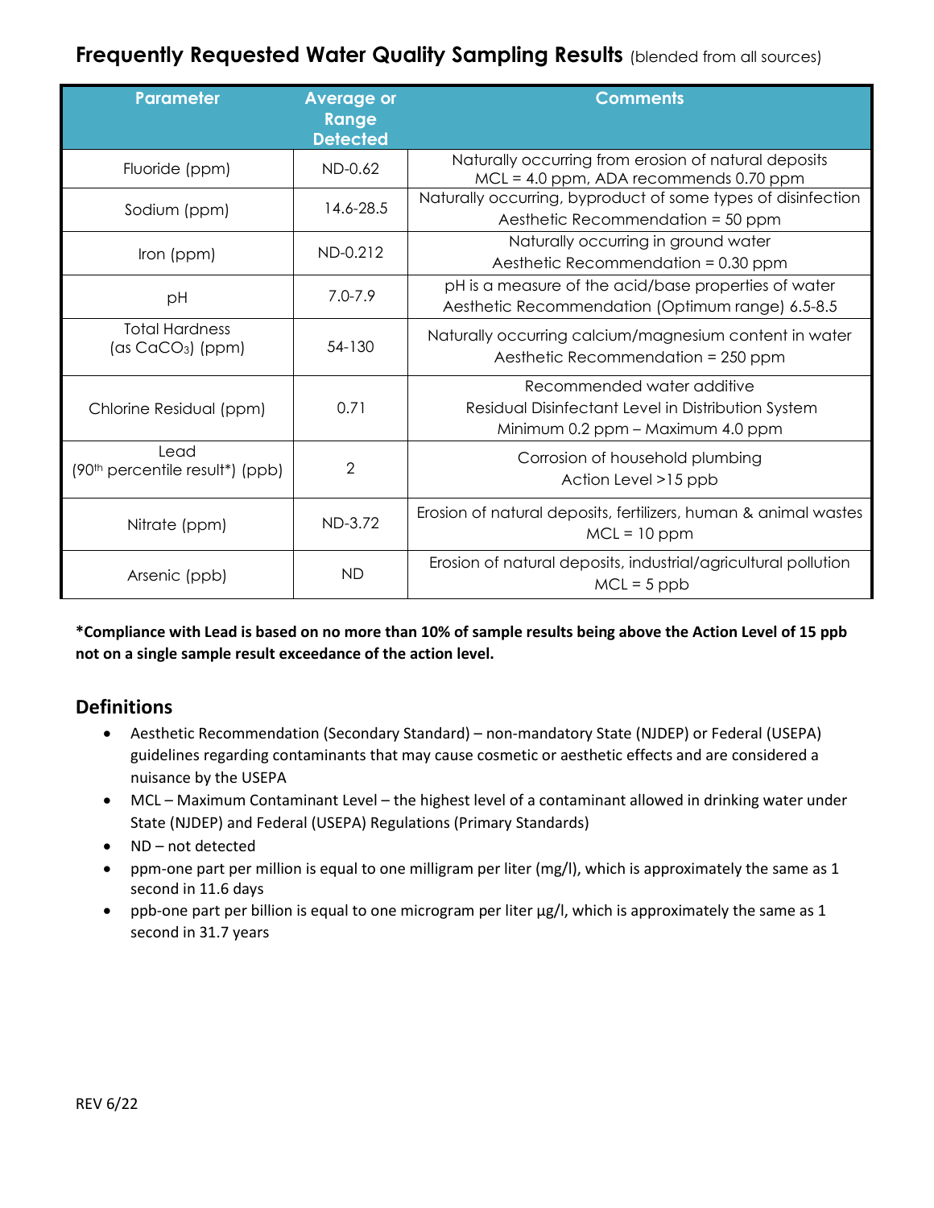## Frequently Requested Water Quality Sampling Results (blended from all sources)

| Parameter | Average or Range Detected | Comments |
|---|---|---|
| Fluoride (ppm) | ND-0.62 | Naturally occurring from erosion of natural deposits MCL = 4.0 ppm, ADA recommends 0.70 ppm |
| Sodium (ppm) | 14.6-28.5 | Naturally occurring, byproduct of some types of disinfection Aesthetic Recommendation = 50 ppm |
| Iron (ppm) | ND-0.212 | Naturally occurring in ground water Aesthetic Recommendation = 0.30 ppm |
| pH | 7.0-7.9 | pH is a measure of the acid/base properties of water Aesthetic Recommendation (Optimum range) 6.5-8.5 |
| Total Hardness (as $CaCO_3$) (ppm) | 54-130 | Naturally occurring calcium/magnesium content in water Aesthetic Recommendation = 250 ppm |
| Chlorine Residual (ppm) | 0.71 | Recommended water additive Residual Disinfectant Level in Distribution System Minimum 0.2 ppm – Maximum 4.0 ppm |
| Lead (90th percentile result*) (ppb) | 2 | Corrosion of household plumbing Action Level >15 ppb |
| Nitrate (ppm) | ND-3.72 | Erosion of natural deposits, fertilizers, human & animal wastes MCL = 10 ppm |
| Arsenic (ppb) | ND | Erosion of natural deposits, industrial/agricultural pollution MCL = 5 ppb |

**\*Compliance with Lead is based on no more than 10% of sample results being above the Action Level of 15 ppb not on a single sample result exceedance of the action level.**

### Definitions

- Aesthetic Recommendation (Secondary Standard) – non-mandatory State (NJDEP) or Federal (USEPA) guidelines regarding contaminants that may cause cosmetic or aesthetic effects and are considered a nuisance by the USEPA
- MCL – Maximum Contaminant Level – the highest level of a contaminant allowed in drinking water under State (NJDEP) and Federal (USEPA) Regulations (Primary Standards)
- ND – not detected
- ppm-one part per million is equal to one milligram per liter (mg/l), which is approximately the same as 1 second in 11.6 days
- ppb-one part per billion is equal to one microgram per liter µg/l, which is approximately the same as 1 second in 31.7 years

REV 6/22